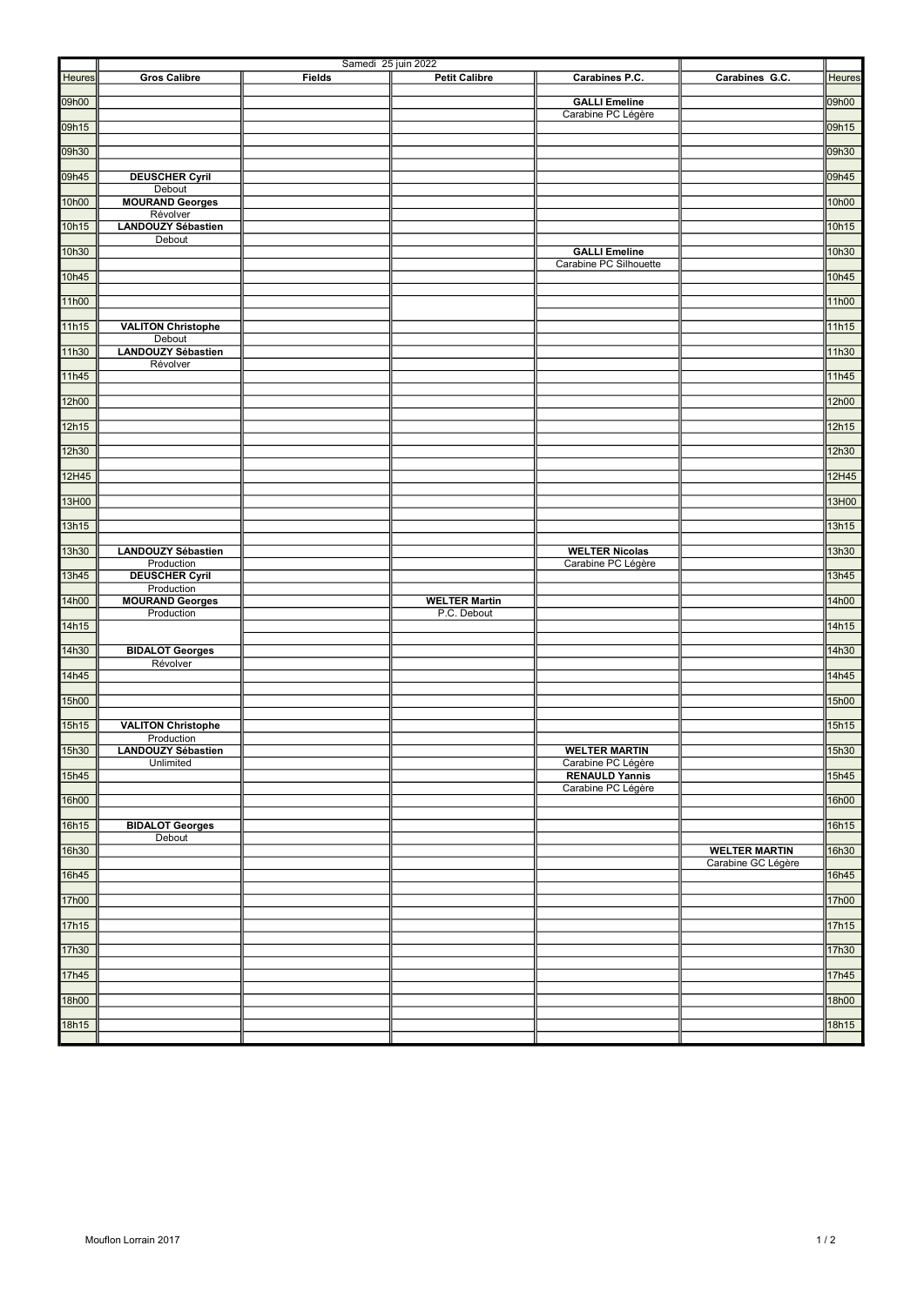| Heures | Gros Calibre | Fields | Petit Calibre | Carabines P.C. | Carabines G.C. | Heures |
|---|---|---|---|---|---|---|
| | | | | | | |
| 09h00 | | | | **GALLI Emeline** | | 09h00 |
| | | | | Carabine PC Légère | | |
| 09h15 | | | | | | 09h15 |
| | | | | | | |
| 09h30 | | | | | | 09h30 |
| | | | | | | |
| 09h45 | **DEUSCHER Cyril** | | | | | 09h45 |
| | Debout | | | | | |
| 10h00 | **MOURAND Georges** | | | | | 10h00 |
| | Révolver | | | | | |
| 10h15 | **LANDOUZY Sébastien** | | | | | 10h15 |
| | Debout | | | | | |
| 10h30 | | | | **GALLI Emeline** | | 10h30 |
| | | | | Carabine PC Silhouette | | |
| 10h45 | | | | | | 10h45 |
| | | | | | | |
| 11h00 | | | | | | 11h00 |
| | | | | | | |
| 11h15 | **VALITON Christophe** | | | | | 11h15 |
| | Debout | | | | | |
| 11h30 | **LANDOUZY Sébastien** | | | | | 11h30 |
| | Révolver | | | | | |
| 11h45 | | | | | | 11h45 |
| | | | | | | |
| 12h00 | | | | | | 12h00 |
| | | | | | | |
| 12h15 | | | | | | 12h15 |
| | | | | | | |
| 12h30 | | | | | | 12h30 |
| | | | | | | |
| 12H45 | | | | | | 12H45 |
| | | | | | | |
| 13H00 | | | | | | 13H00 |
| | | | | | | |
| 13h15 | | | | | | 13h15 |
| | | | | | | |
| 13h30 | **LANDOUZY Sébastien** | | | **WELTER Nicolas** | | 13h30 |
| | Production | | | Carabine PC Légère | | |
| 13h45 | **DEUSCHER Cyril** | | | | | 13h45 |
| | Production | | | | | |
| 14h00 | **MOURAND Georges** | | **WELTER Martin** | | | 14h00 |
| | Production | | P.C. Debout | | | |
| 14h15 | | | | | | 14h15 |
| | | | | | | |
| 14h30 | **BIDALOT Georges** | | | | | 14h30 |
| | Révolver | | | | | |
| 14h45 | | | | | | 14h45 |
| | | | | | | |
| 15h00 | | | | | | 15h00 |
| | | | | | | |
| 15h15 | **VALITON Christophe** | | | | | 15h15 |
| | Production | | | | | |
| 15h30 | **LANDOUZY Sébastien** | | | **WELTER MARTIN** | | 15h30 |
| | Unlimited | | | Carabine PC Légère | | |
| 15h45 | | | | **RENAULD Yannis** | | 15h45 |
| | | | | Carabine PC Légère | | |
| 16h00 | | | | | | 16h00 |
| | | | | | | |
| 16h15 | **BIDALOT Georges** | | | | | 16h15 |
| | Debout | | | | | |
| 16h30 | | | | | **WELTER MARTIN** | 16h30 |
| | | | | | Carabine GC Légère | |
| 16h45 | | | | | | 16h45 |
| | | | | | | |
| 17h00 | | | | | | 17h00 |
| | | | | | | |
| 17h15 | | | | | | 17h15 |
| | | | | | | |
| 17h30 | | | | | | 17h30 |
| | | | | | | |
| 17h45 | | | | | | 17h45 |
| | | | | | | |
| 18h00 | | | | | | 18h00 |
| | | | | | | |
| 18h15 | | | | | | 18h15 |
| | | | | | | |

Samedi 25 juin 2022

Mouflon Lorrain 2017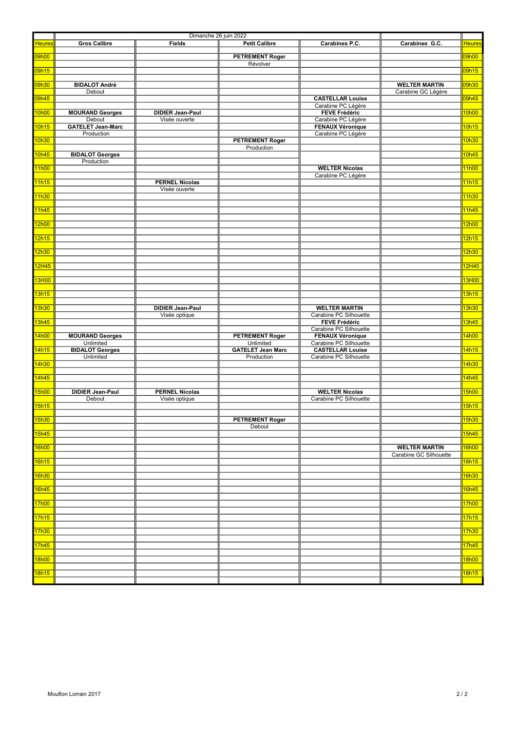| | Dimanche 26 juin 2022 | | | | | |
|---|---|---|---|---|---|---|
| Heures | Gros Calibre | Fields | Petit Calibre | Carabines P.C. | Carabines G.C. | Heures |
| 09h00 | | | **PETREMENT Roger** Révolver | | | 09h00 |
| 09h15 | | | | | | 09h15 |
| 09h30 | **BIDALOT André** Debout | | | | **WELTER MARTIN** Carabine GC Légère | 09h30 |
| 09h45 | | | | **CASTELLAR Louise** Carabine PC Légère | | 09h45 |
| 10h00 | **MOURAND Georges** Debout | **DIDIER Jean-Paul** Visée ouverte | | **FEVE Frédéric** Carabine PC Légère | | 10h00 |
| 10h15 | **GATELET Jean-Marc** Production | | | **FENAUX Véronique** Carabine PC Légère | | 10h15 |
| 10h30 | | | **PETREMENT Roger** Production | | | 10h30 |
| 10h45 | **BIDALOT Georges** Production | | | | | 10h45 |
| 11h00 | | | | **WELTER Nicolas** Carabine PC Légère | | 11h00 |
| 11h15 | | **PERNEL Nicolas** Visée ouverte | | | | 11h15 |
| 11h30 | | | | | | 11h30 |
| 11h45 | | | | | | 11h45 |
| 12h00 | | | | | | 12h00 |
| 12h15 | | | | | | 12h15 |
| 12h30 | | | | | | 12h30 |
| 12H45 | | | | | | 12H45 |
| 13H00 | | | | | | 13H00 |
| 13h15 | | | | | | 13h15 |
| 13h30 | | **DIDIER Jean-Paul** Visée optique | | **WELTER MARTIN** Carabine PC Silhouette | | 13h30 |
| 13h45 | | | | **FEVE Frédéric** Carabine PC Silhouette | | 13h45 |
| 14h00 | **MOURAND Georges** Unlimited | | **PETREMENT Roger** Unlimited | **FENAUX Véronique** Carabine PC Silhouette | | 14h00 |
| 14h15 | **BIDALOT Georges** Unlimited | | **GATELET Jean Marc** Production | **CASTELLAR Louise** Carabine PC Silhouette | | 14h15 |
| 14h30 | | | | | | 14h30 |
| 14h45 | | | | | | 14h45 |
| 15h00 | **DIDIER Jean-Paul** Debout | **PERNEL Nicolas** Visée optique | | **WELTER Nicolas** Carabine PC Silhouette | | 15h00 |
| 15h15 | | | | | | 15h15 |
| 15h30 | | | **PETREMENT Roger** Debout | | | 15h30 |
| 15h45 | | | | | | 15h45 |
| 16h00 | | | | | **WELTER MARTIN** Carabine GC Silhouette | 16h00 |
| 16h15 | | | | | | 16h15 |
| 16h30 | | | | | | 16h30 |
| 16h45 | | | | | | 16h45 |
| 17h00 | | | | | | 17h00 |
| 17h15 | | | | | | 17h15 |
| 17h30 | | | | | | 17h30 |
| 17h45 | | | | | | 17h45 |
| 18h00 | | | | | | 18h00 |
| 18h15 | | | | | | 18h15 |

Mouflon Lorrain 2017